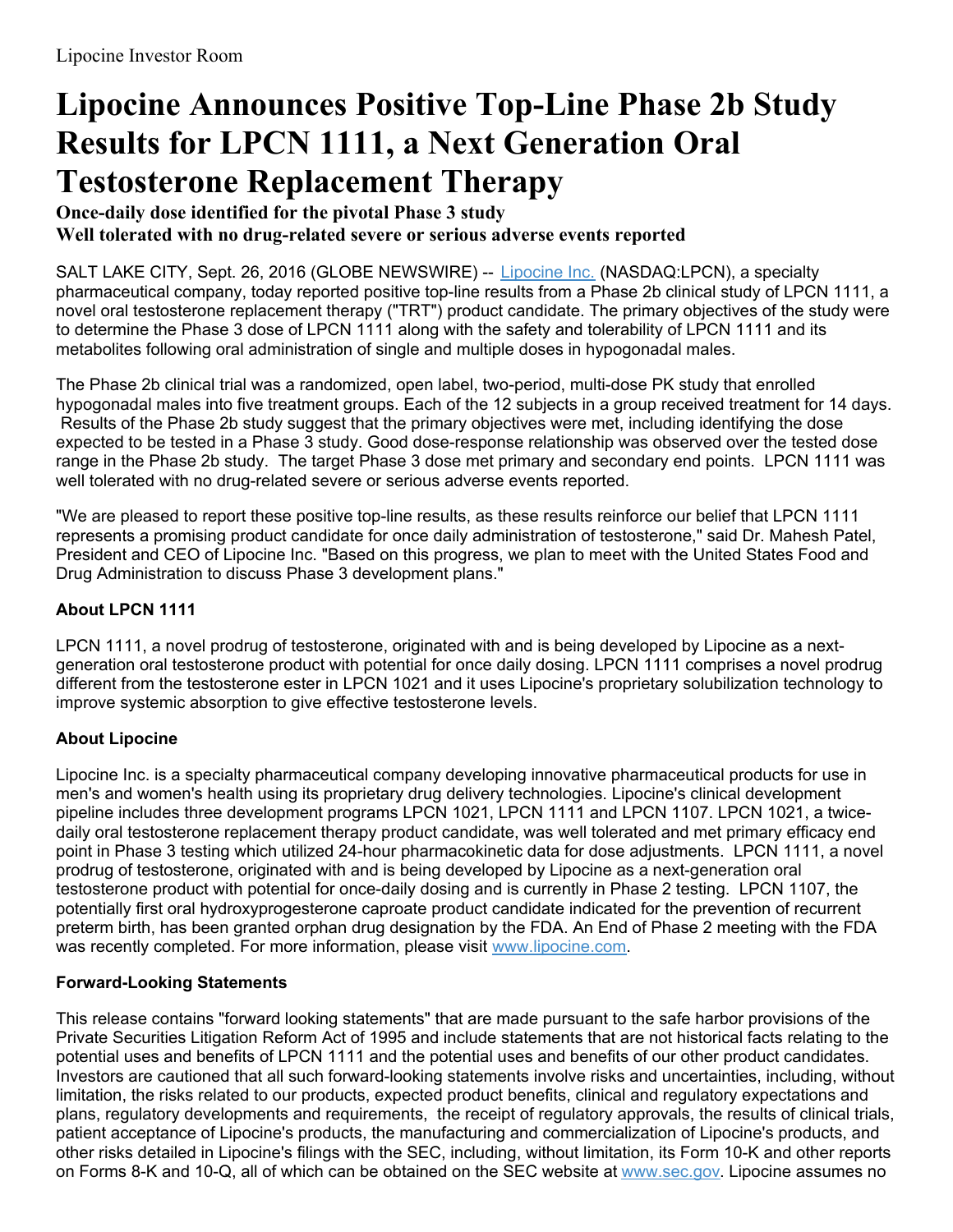Lipocine Investor Room

# Lipocine Announces Positive Top-Line Phase 2b Study Results for LPCN 1111, a Next Generation Oral Testosterone Replacement Therapy

**Once-daily dose identified for the pivotal Phase 3 study**
**Well tolerated with no drug-related severe or serious adverse events reported**

SALT LAKE CITY, Sept. 26, 2016 (GLOBE NEWSWIRE) -- [Lipocine Inc.](#) (NASDAQ:LPCN), a specialty pharmaceutical company, today reported positive top-line results from a Phase 2b clinical study of LPCN 1111, a novel oral testosterone replacement therapy ("TRT") product candidate. The primary objectives of the study were to determine the Phase 3 dose of LPCN 1111 along with the safety and tolerability of LPCN 1111 and its metabolites following oral administration of single and multiple doses in hypogonadal males.

The Phase 2b clinical trial was a randomized, open label, two-period, multi-dose PK study that enrolled hypogonadal males into five treatment groups. Each of the 12 subjects in a group received treatment for 14 days. Results of the Phase 2b study suggest that the primary objectives were met, including identifying the dose expected to be tested in a Phase 3 study. Good dose-response relationship was observed over the tested dose range in the Phase 2b study. The target Phase 3 dose met primary and secondary end points. LPCN 1111 was well tolerated with no drug-related severe or serious adverse events reported.

"We are pleased to report these positive top-line results, as these results reinforce our belief that LPCN 1111 represents a promising product candidate for once daily administration of testosterone," said Dr. Mahesh Patel, President and CEO of Lipocine Inc. "Based on this progress, we plan to meet with the United States Food and Drug Administration to discuss Phase 3 development plans."

### About LPCN 1111

LPCN 1111, a novel prodrug of testosterone, originated with and is being developed by Lipocine as a next-generation oral testosterone product with potential for once daily dosing. LPCN 1111 comprises a novel prodrug different from the testosterone ester in LPCN 1021 and it uses Lipocine's proprietary solubilization technology to improve systemic absorption to give effective testosterone levels.

### About Lipocine

Lipocine Inc. is a specialty pharmaceutical company developing innovative pharmaceutical products for use in men's and women's health using its proprietary drug delivery technologies. Lipocine's clinical development pipeline includes three development programs LPCN 1021, LPCN 1111 and LPCN 1107. LPCN 1021, a twice-daily oral testosterone replacement therapy product candidate, was well tolerated and met primary efficacy end point in Phase 3 testing which utilized 24-hour pharmacokinetic data for dose adjustments. LPCN 1111, a novel prodrug of testosterone, originated with and is being developed by Lipocine as a next-generation oral testosterone product with potential for once-daily dosing and is currently in Phase 2 testing. LPCN 1107, the potentially first oral hydroxyprogesterone caproate product candidate indicated for the prevention of recurrent preterm birth, has been granted orphan drug designation by the FDA. An End of Phase 2 meeting with the FDA was recently completed. For more information, please visit [www.lipocine.com](http://www.lipocine.com).

### Forward-Looking Statements

This release contains "forward looking statements" that are made pursuant to the safe harbor provisions of the Private Securities Litigation Reform Act of 1995 and include statements that are not historical facts relating to the potential uses and benefits of LPCN 1111 and the potential uses and benefits of our other product candidates. Investors are cautioned that all such forward-looking statements involve risks and uncertainties, including, without limitation, the risks related to our products, expected product benefits, clinical and regulatory expectations and plans, regulatory developments and requirements, the receipt of regulatory approvals, the results of clinical trials, patient acceptance of Lipocine's products, the manufacturing and commercialization of Lipocine's products, and other risks detailed in Lipocine's filings with the SEC, including, without limitation, its Form 10-K and other reports on Forms 8-K and 10-Q, all of which can be obtained on the SEC website at [www.sec.gov](http://www.sec.gov). Lipocine assumes no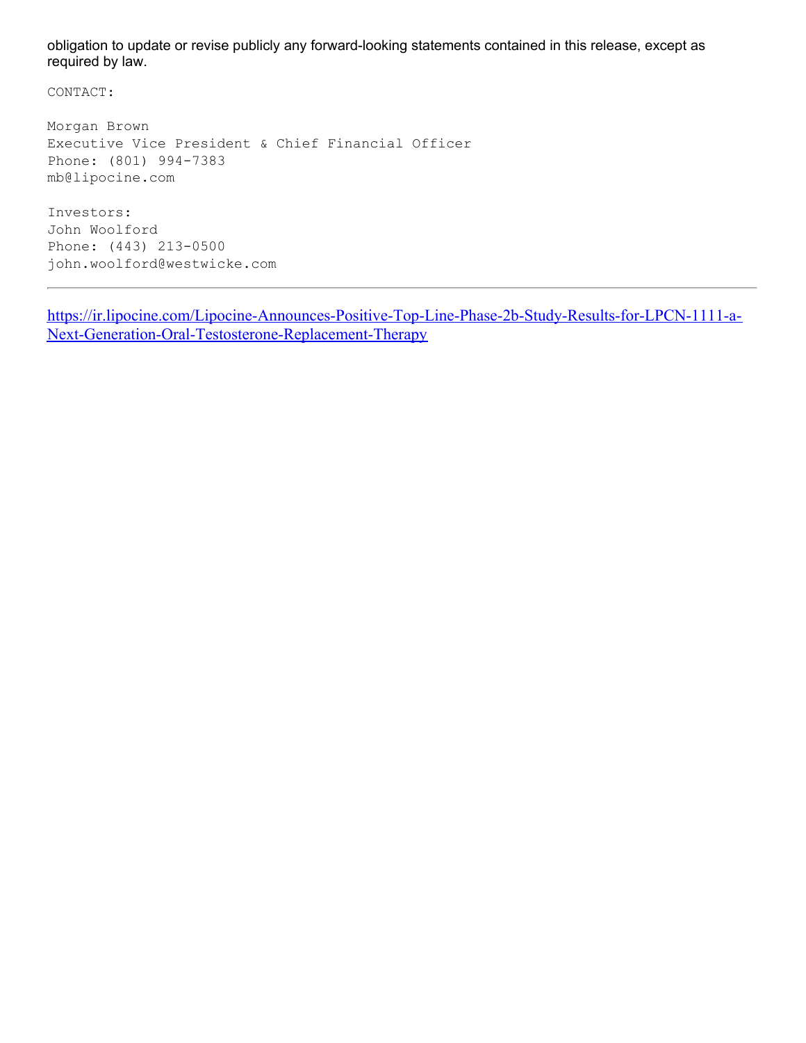obligation to update or revise publicly any forward-looking statements contained in this release, except as required by law.

CONTACT:

Morgan Brown
Executive Vice President & Chief Financial Officer
Phone: (801) 994-7383
mb@lipocine.com

Investors:
John Woolford
Phone: (443) 213-0500
john.woolford@westwicke.com

---

https://ir.lipocine.com/Lipocine-Announces-Positive-Top-Line-Phase-2b-Study-Results-for-LPCN-1111-a-Next-Generation-Oral-Testosterone-Replacement-Therapy